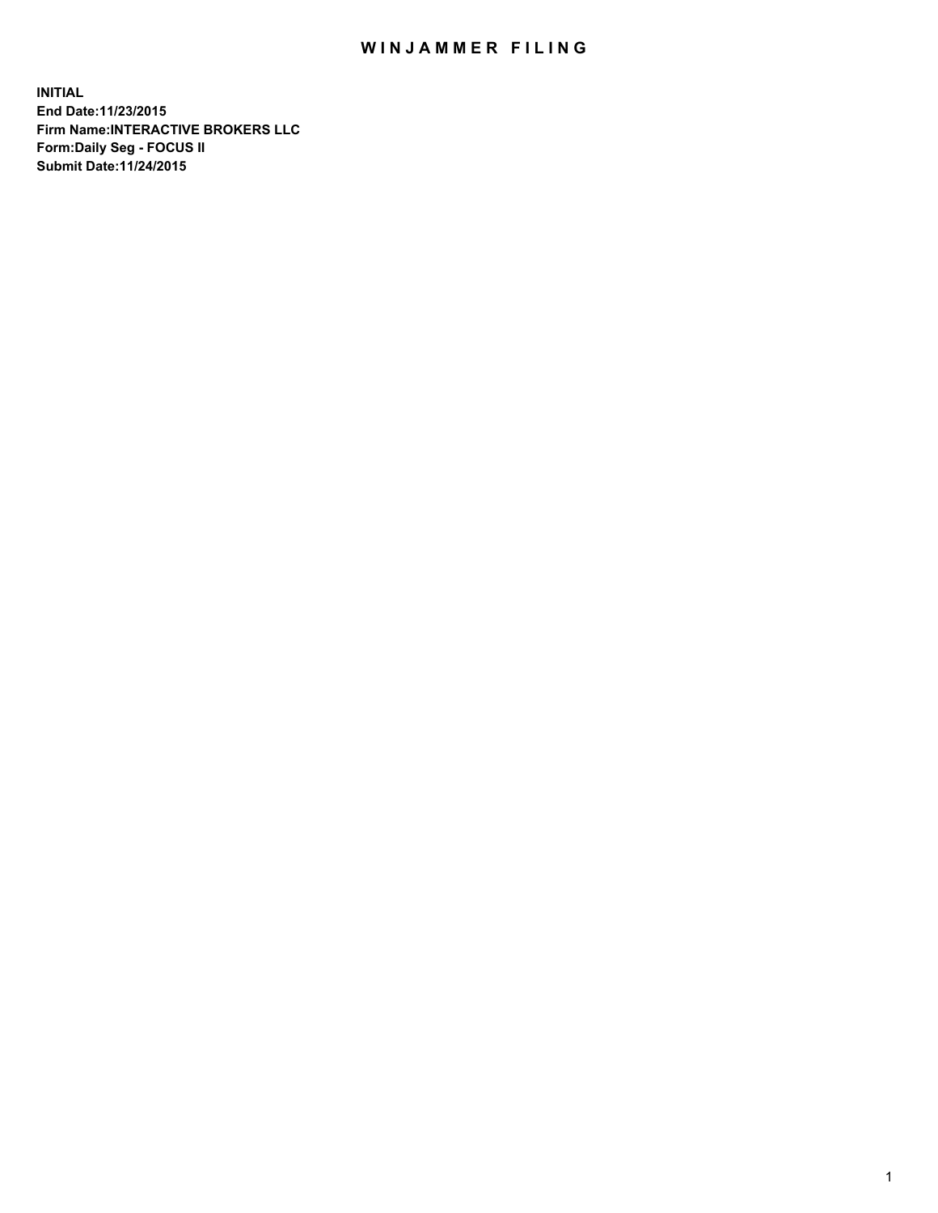# WINJAMMER FILING

**INITIAL**
**End Date:11/23/2015**
**Firm Name:INTERACTIVE BROKERS LLC**
**Form:Daily Seg - FOCUS II**
**Submit Date:11/24/2015**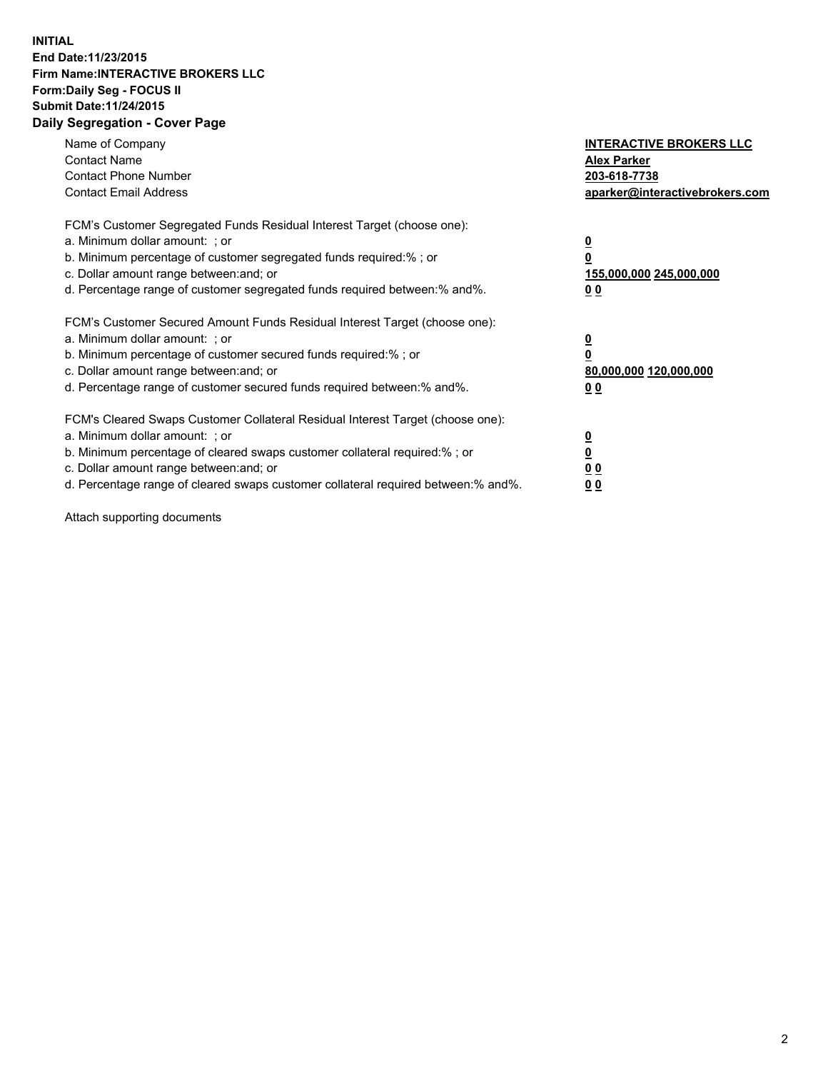**INITIAL**
**End Date:11/23/2015**
**Firm Name:INTERACTIVE BROKERS LLC**
**Form:Daily Seg - FOCUS II**
**Submit Date:11/24/2015**
**Daily Segregation - Cover Page**

| | |
|---|---|
| Name of Company | **INTERACTIVE BROKERS LLC** |
| Contact Name | **Alex Parker** |
| Contact Phone Number | **203-618-7738** |
| Contact Email Address | **aparker@interactivebrokers.com** |

FCM's Customer Segregated Funds Residual Interest Target (choose one):

| | |
|---|---|
| a. Minimum dollar amount: ; or | **0** |
| b. Minimum percentage of customer segregated funds required:% ; or | **0** |
| c. Dollar amount range between:and; or | **155,000,000 245,000,000** |
| d. Percentage range of customer segregated funds required between:% and%. | **0 0** |

FCM's Customer Secured Amount Funds Residual Interest Target (choose one):

| | |
|---|---|
| a. Minimum dollar amount: ; or | **0** |
| b. Minimum percentage of customer secured funds required:% ; or | **0** |
| c. Dollar amount range between:and; or | **80,000,000 120,000,000** |
| d. Percentage range of customer secured funds required between:% and%. | **0 0** |

FCM's Cleared Swaps Customer Collateral Residual Interest Target (choose one):

| | |
|---|---|
| a. Minimum dollar amount: ; or | **0** |
| b. Minimum percentage of cleared swaps customer collateral required:% ; or | **0** |
| c. Dollar amount range between:and; or | **0 0** |
| d. Percentage range of cleared swaps customer collateral required between:% and%. | **0 0** |

Attach supporting documents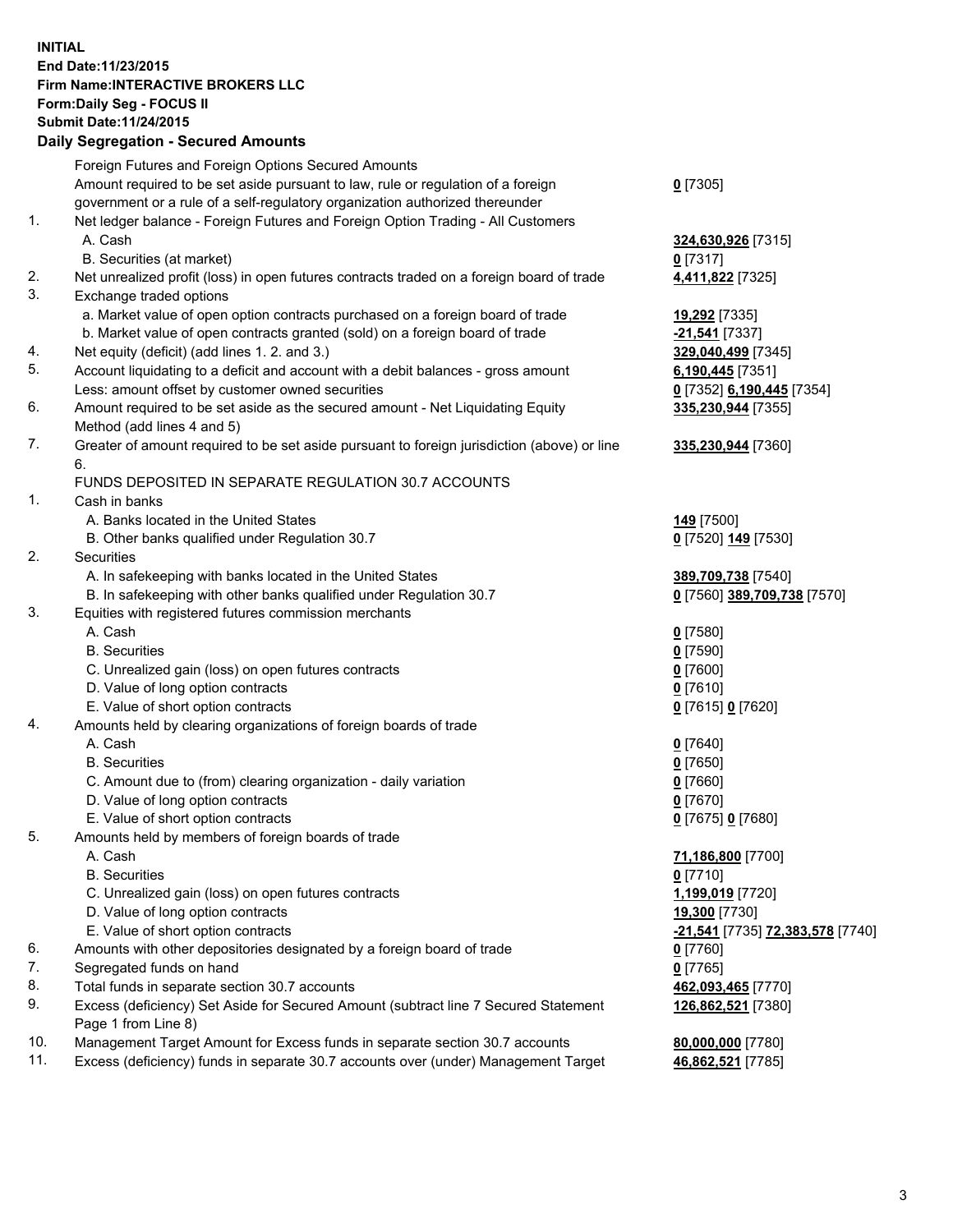**INITIAL**
**End Date:11/23/2015**
**Firm Name:INTERACTIVE BROKERS LLC**
**Form:Daily Seg - FOCUS II**
**Submit Date:11/24/2015**

### Daily Segregation - Secured Amounts

| | | |
|---|---|---|
| | Foreign Futures and Foreign Options Secured Amounts | |
| | Amount required to be set aside pursuant to law, rule or regulation of a foreign government or a rule of a self-regulatory organization authorized thereunder | **0** [7305] |
| 1. | Net ledger balance - Foreign Futures and Foreign Option Trading - All Customers | |
| | A. Cash | **324,630,926** [7315] |
| | B. Securities (at market) | **0** [7317] |
| 2. | Net unrealized profit (loss) in open futures contracts traded on a foreign board of trade | **4,411,822** [7325] |
| 3. | Exchange traded options | |
| | a. Market value of open option contracts purchased on a foreign board of trade | **19,292** [7335] |
| | b. Market value of open contracts granted (sold) on a foreign board of trade | **-21,541** [7337] |
| 4. | Net equity (deficit) (add lines 1. 2. and 3.) | **329,040,499** [7345] |
| 5. | Account liquidating to a deficit and account with a debit balances - gross amount | **6,190,445** [7351] |
| | Less: amount offset by customer owned securities | **0** [7352] **6,190,445** [7354] |
| 6. | Amount required to be set aside as the secured amount - Net Liquidating Equity Method (add lines 4 and 5) | **335,230,944** [7355] |
| 7. | Greater of amount required to be set aside pursuant to foreign jurisdiction (above) or line 6. | **335,230,944** [7360] |
| | FUNDS DEPOSITED IN SEPARATE REGULATION 30.7 ACCOUNTS | |
| 1. | Cash in banks | |
| | A. Banks located in the United States | **149** [7500] |
| | B. Other banks qualified under Regulation 30.7 | **0** [7520] **149** [7530] |
| 2. | Securities | |
| | A. In safekeeping with banks located in the United States | **389,709,738** [7540] |
| | B. In safekeeping with other banks qualified under Regulation 30.7 | **0** [7560] **389,709,738** [7570] |
| 3. | Equities with registered futures commission merchants | |
| | A. Cash | **0** [7580] |
| | B. Securities | **0** [7590] |
| | C. Unrealized gain (loss) on open futures contracts | **0** [7600] |
| | D. Value of long option contracts | **0** [7610] |
| | E. Value of short option contracts | **0** [7615] **0** [7620] |
| 4. | Amounts held by clearing organizations of foreign boards of trade | |
| | A. Cash | **0** [7640] |
| | B. Securities | **0** [7650] |
| | C. Amount due to (from) clearing organization - daily variation | **0** [7660] |
| | D. Value of long option contracts | **0** [7670] |
| | E. Value of short option contracts | **0** [7675] **0** [7680] |
| 5. | Amounts held by members of foreign boards of trade | |
| | A. Cash | **71,186,800** [7700] |
| | B. Securities | **0** [7710] |
| | C. Unrealized gain (loss) on open futures contracts | **1,199,019** [7720] |
| | D. Value of long option contracts | **19,300** [7730] |
| | E. Value of short option contracts | **-21,541** [7735] **72,383,578** [7740] |
| 6. | Amounts with other depositories designated by a foreign board of trade | **0** [7760] |
| 7. | Segregated funds on hand | **0** [7765] |
| 8. | Total funds in separate section 30.7 accounts | **462,093,465** [7770] |
| 9. | Excess (deficiency) Set Aside for Secured Amount (subtract line 7 Secured Statement Page 1 from Line 8) | **126,862,521** [7380] |
| 10. | Management Target Amount for Excess funds in separate section 30.7 accounts | **80,000,000** [7780] |
| 11. | Excess (deficiency) funds in separate 30.7 accounts over (under) Management Target | **46,862,521** [7785] |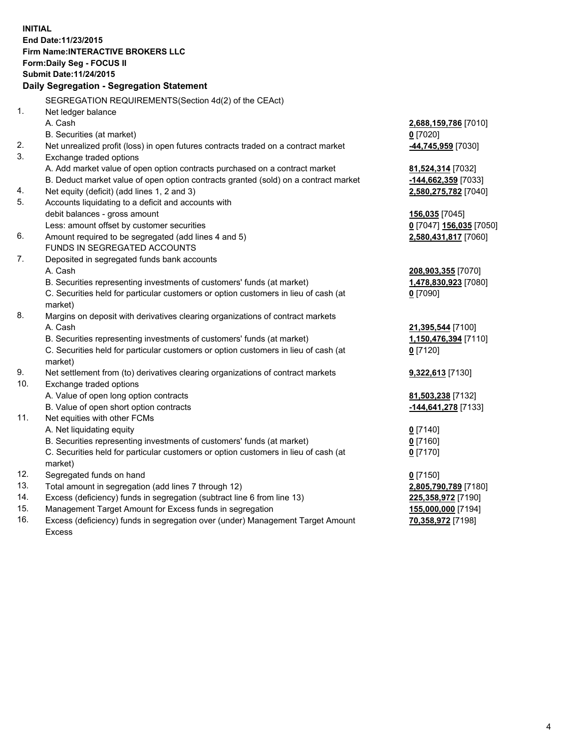**INITIAL**
**End Date:11/23/2015**
**Firm Name:INTERACTIVE BROKERS LLC**
**Form:Daily Seg - FOCUS II**
**Submit Date:11/24/2015**
**Daily Segregation - Segregation Statement**

SEGREGATION REQUIREMENTS(Section 4d(2) of the CEAct)

| | | |
|---|---|---|
| 1. | Net ledger balance | |
| | A. Cash | **2,688,159,786** [7010] |
| | B. Securities (at market) | **0** [7020] |
| 2. | Net unrealized profit (loss) in open futures contracts traded on a contract market | **-44,745,959** [7030] |
| 3. | Exchange traded options | |
| | A. Add market value of open option contracts purchased on a contract market | **81,524,314** [7032] |
| | B. Deduct market value of open option contracts granted (sold) on a contract market | **-144,662,359** [7033] |
| 4. | Net equity (deficit) (add lines 1, 2 and 3) | **2,580,275,782** [7040] |
| 5. | Accounts liquidating to a deficit and accounts with debit balances - gross amount | **156,035** [7045] |
| | Less: amount offset by customer securities | **0** [7047] **156,035** [7050] |
| 6. | Amount required to be segregated (add lines 4 and 5) | **2,580,431,817** [7060] |
| | FUNDS IN SEGREGATED ACCOUNTS | |
| 7. | Deposited in segregated funds bank accounts | |
| | A. Cash | **208,903,355** [7070] |
| | B. Securities representing investments of customers' funds (at market) | **1,478,830,923** [7080] |
| | C. Securities held for particular customers or option customers in lieu of cash (at market) | **0** [7090] |
| 8. | Margins on deposit with derivatives clearing organizations of contract markets | |
| | A. Cash | **21,395,544** [7100] |
| | B. Securities representing investments of customers' funds (at market) | **1,150,476,394** [7110] |
| | C. Securities held for particular customers or option customers in lieu of cash (at market) | **0** [7120] |
| 9. | Net settlement from (to) derivatives clearing organizations of contract markets | **9,322,613** [7130] |
| 10. | Exchange traded options | |
| | A. Value of open long option contracts | **81,503,238** [7132] |
| | B. Value of open short option contracts | **-144,641,278** [7133] |
| 11. | Net equities with other FCMs | |
| | A. Net liquidating equity | **0** [7140] |
| | B. Securities representing investments of customers' funds (at market) | **0** [7160] |
| | C. Securities held for particular customers or option customers in lieu of cash (at market) | **0** [7170] |
| 12. | Segregated funds on hand | **0** [7150] |
| 13. | Total amount in segregation (add lines 7 through 12) | **2,805,790,789** [7180] |
| 14. | Excess (deficiency) funds in segregation (subtract line 6 from line 13) | **225,358,972** [7190] |
| 15. | Management Target Amount for Excess funds in segregation | **155,000,000** [7194] |
| 16. | Excess (deficiency) funds in segregation over (under) Management Target Amount Excess | **70,358,972** [7198] |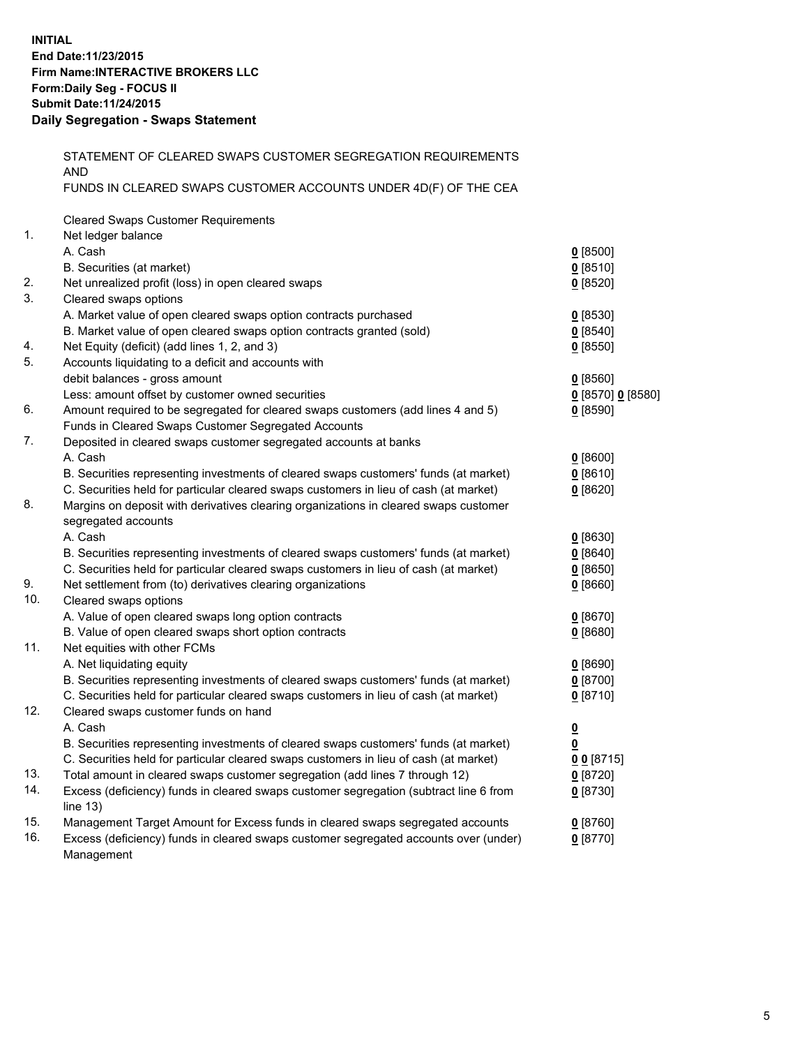**INITIAL**
**End Date:11/23/2015**
**Firm Name:INTERACTIVE BROKERS LLC**
**Form:Daily Seg - FOCUS II**
**Submit Date:11/24/2015**
**Daily Segregation - Swaps Statement**

STATEMENT OF CLEARED SWAPS CUSTOMER SEGREGATION REQUIREMENTS
AND
FUNDS IN CLEARED SWAPS CUSTOMER ACCOUNTS UNDER 4D(F) OF THE CEA

| | | |
|---|---|---|
| | Cleared Swaps Customer Requirements | |
| 1. | Net ledger balance | |
| | A. Cash | 0 [8500] |
| | B. Securities (at market) | 0 [8510] |
| 2. | Net unrealized profit (loss) in open cleared swaps | 0 [8520] |
| 3. | Cleared swaps options | |
| | A. Market value of open cleared swaps option contracts purchased | 0 [8530] |
| | B. Market value of open cleared swaps option contracts granted (sold) | 0 [8540] |
| 4. | Net Equity (deficit) (add lines 1, 2, and 3) | 0 [8550] |
| 5. | Accounts liquidating to a deficit and accounts with | |
| | debit balances - gross amount | 0 [8560] |
| | Less: amount offset by customer owned securities | 0 [8570] 0 [8580] |
| 6. | Amount required to be segregated for cleared swaps customers (add lines 4 and 5) | 0 [8590] |
| | Funds in Cleared Swaps Customer Segregated Accounts | |
| 7. | Deposited in cleared swaps customer segregated accounts at banks | |
| | A. Cash | 0 [8600] |
| | B. Securities representing investments of cleared swaps customers' funds (at market) | 0 [8610] |
| | C. Securities held for particular cleared swaps customers in lieu of cash (at market) | 0 [8620] |
| 8. | Margins on deposit with derivatives clearing organizations in cleared swaps customer segregated accounts | |
| | A. Cash | 0 [8630] |
| | B. Securities representing investments of cleared swaps customers' funds (at market) | 0 [8640] |
| | C. Securities held for particular cleared swaps customers in lieu of cash (at market) | 0 [8650] |
| 9. | Net settlement from (to) derivatives clearing organizations | 0 [8660] |
| 10. | Cleared swaps options | |
| | A. Value of open cleared swaps long option contracts | 0 [8670] |
| | B. Value of open cleared swaps short option contracts | 0 [8680] |
| 11. | Net equities with other FCMs | |
| | A. Net liquidating equity | 0 [8690] |
| | B. Securities representing investments of cleared swaps customers' funds (at market) | 0 [8700] |
| | C. Securities held for particular cleared swaps customers in lieu of cash (at market) | 0 [8710] |
| 12. | Cleared swaps customer funds on hand | |
| | A. Cash | 0 |
| | B. Securities representing investments of cleared swaps customers' funds (at market) | 0 |
| | C. Securities held for particular cleared swaps customers in lieu of cash (at market) | 0 0 [8715] |
| 13. | Total amount in cleared swaps customer segregation (add lines 7 through 12) | 0 [8720] |
| 14. | Excess (deficiency) funds in cleared swaps customer segregation (subtract line 6 from line 13) | 0 [8730] |
| 15. | Management Target Amount for Excess funds in cleared swaps segregated accounts | 0 [8760] |
| 16. | Excess (deficiency) funds in cleared swaps customer segregated accounts over (under) Management | 0 [8770] |